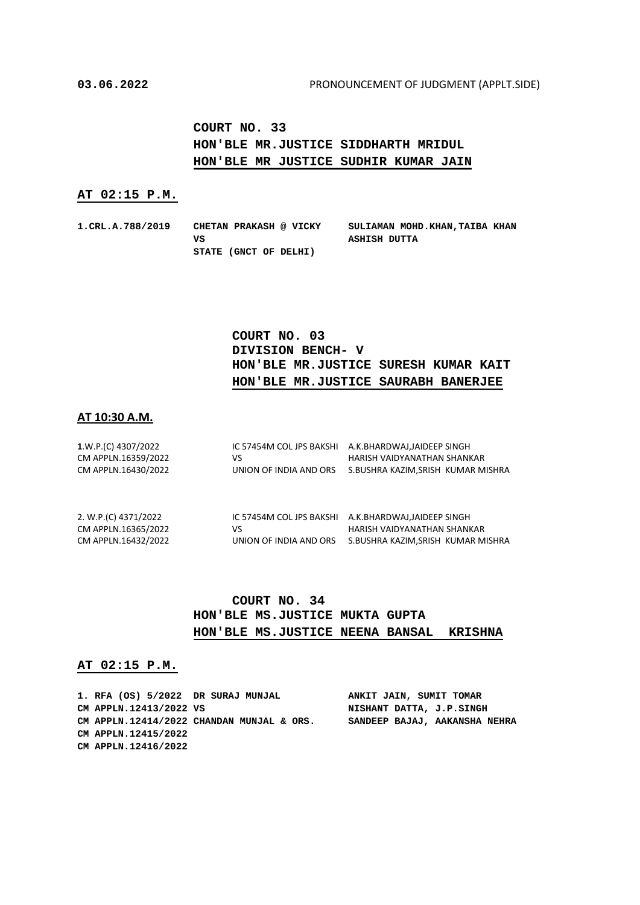**03.06.2022** PRONOUNCEMENT OF JUDGMENT (APPLT.SIDE)

## COURT NO. 33
## HON'BLE MR.JUSTICE SIDDHARTH MRIDUL
## HON'BLE MR JUSTICE SUDHIR KUMAR JAIN

**AT 02:15 P.M.**

| | | |
|---|---|---|
| **1.CRL.A.788/2019** | **CHETAN PRAKASH @ VICKY VS STATE (GNCT OF DELHI)** | **SULIAMAN MOHD.KHAN,TAIBA KHAN ASHISH DUTTA** |

## COURT NO. 03
## DIVISION BENCH- V
## HON'BLE MR.JUSTICE SURESH KUMAR KAIT
## HON'BLE MR.JUSTICE SAURABH BANERJEE

**AT 10:30 A.M.**

| | | |
|---|---|---|
| **1**.W.P.(C) 4307/2022<br>CM APPLN.16359/2022<br>CM APPLN.16430/2022 | IC 57454M COL JPS BAKSHI<br>VS<br>UNION OF INDIA AND ORS | A.K.BHARDWAJ,JAIDEEP SINGH<br>HARISH VAIDYANATHAN SHANKAR<br>S.BUSHRA KAZIM,SRISH KUMAR MISHRA |
| 2. W.P.(C) 4371/2022<br>CM APPLN.16365/2022<br>CM APPLN.16432/2022 | IC 57454M COL JPS BAKSHI<br>VS<br>UNION OF INDIA AND ORS | A.K.BHARDWAJ,JAIDEEP SINGH<br>HARISH VAIDYANATHAN SHANKAR<br>S.BUSHRA KAZIM,SRISH KUMAR MISHRA |

## COURT NO. 34
## HON'BLE MS.JUSTICE MUKTA GUPTA
## HON'BLE MS.JUSTICE NEENA BANSAL KRISHNA

**AT 02:15 P.M.**

| | | |
|---|---|---|
| **1. RFA (OS) 5/2022<br>CM APPLN.12413/2022<br>CM APPLN.12414/2022<br>CM APPLN.12415/2022<br>CM APPLN.12416/2022** | **DR SURAJ MUNJAL<br>VS<br>CHANDAN MUNJAL & ORS.** | **ANKIT JAIN, SUMIT TOMAR<br>NISHANT DATTA, J.P.SINGH<br>SANDEEP BAJAJ, AAKANSHA NEHRA** |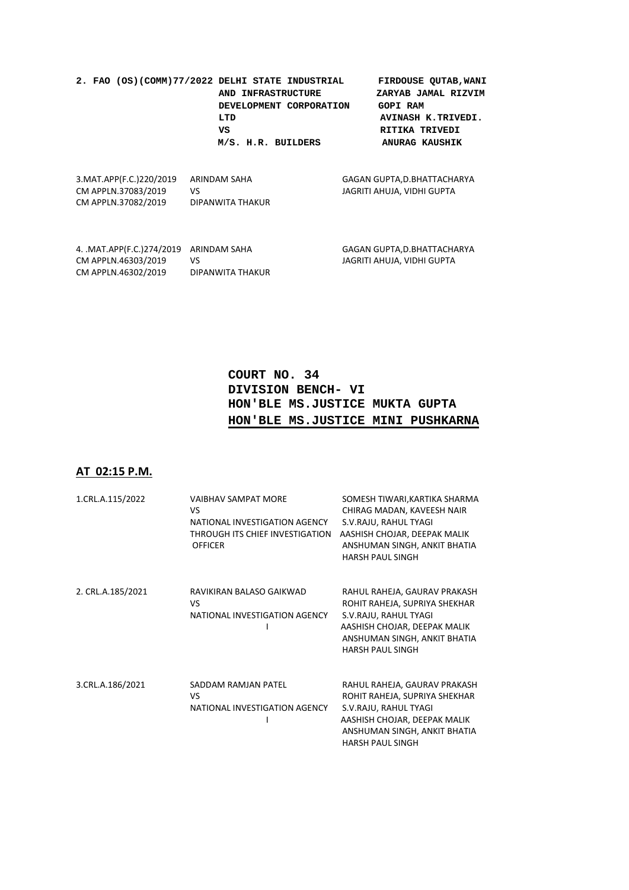| | | |
|---|---|---|
| **2. FAO (OS)(COMM)77/2022** | **DELHI STATE INDUSTRIAL AND INFRASTRUCTURE DEVELOPMENT CORPORATION LTD VS M/S. H.R. BUILDERS** | **FIRDOUSE QUTAB,WANI ZARYAB JAMAL RIZVIM GOPI RAM AVINASH K.TRIVEDI. RITIKA TRIVEDI ANURAG KAUSHIK** |
| 3.MAT.APP(F.C.)220/2019 CM APPLN.37083/2019 CM APPLN.37082/2019 | ARINDAM SAHA VS DIPANWITA THAKUR | GAGAN GUPTA,D.BHATTACHARYA JAGRITI AHUJA, VIDHI GUPTA |
| 4. .MAT.APP(F.C.)274/2019 CM APPLN.46303/2019 CM APPLN.46302/2019 | ARINDAM SAHA VS DIPANWITA THAKUR | GAGAN GUPTA,D.BHATTACHARYA JAGRITI AHUJA, VIDHI GUPTA |

**COURT NO. 34**
**DIVISION BENCH- VI**
**HON'BLE MS.JUSTICE MUKTA GUPTA**
**HON'BLE MS.JUSTICE MINI PUSHKARNA**

## AT 02:15 P.M.

| | | |
|---|---|---|
| 1.CRL.A.115/2022 | VAIBHAV SAMPAT MORE VS NATIONAL INVESTIGATION AGENCY THROUGH ITS CHIEF INVESTIGATION OFFICER | SOMESH TIWARI,KARTIKA SHARMA CHIRAG MADAN, KAVEESH NAIR S.V.RAJU, RAHUL TYAGI AASHISH CHOJAR, DEEPAK MALIK ANSHUMAN SINGH, ANKIT BHATIA HARSH PAUL SINGH |
| 2. CRL.A.185/2021 | RAVIKIRAN BALASO GAIKWAD VS NATIONAL INVESTIGATION AGENCY I | RAHUL RAHEJA, GAURAV PRAKASH ROHIT RAHEJA, SUPRIYA SHEKHAR S.V.RAJU, RAHUL TYAGI AASHISH CHOJAR, DEEPAK MALIK ANSHUMAN SINGH, ANKIT BHATIA HARSH PAUL SINGH |
| 3.CRL.A.186/2021 | SADDAM RAMJAN PATEL VS NATIONAL INVESTIGATION AGENCY I | RAHUL RAHEJA, GAURAV PRAKASH ROHIT RAHEJA, SUPRIYA SHEKHAR S.V.RAJU, RAHUL TYAGI AASHISH CHOJAR, DEEPAK MALIK ANSHUMAN SINGH, ANKIT BHATIA HARSH PAUL SINGH |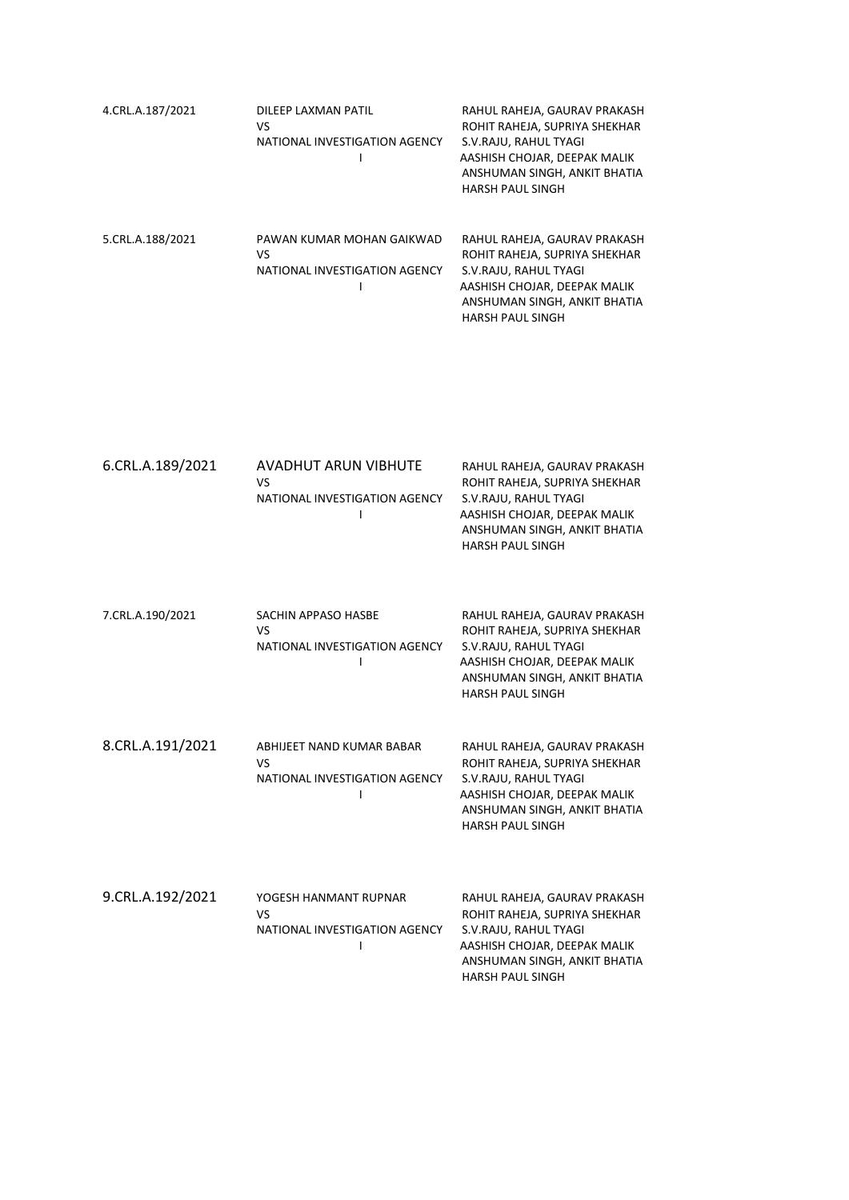| | | |
|---|---|---|
| 4.CRL.A.187/2021 | DILEEP LAXMAN PATIL<br>VS<br>NATIONAL INVESTIGATION AGENCY<br>I | RAHUL RAHEJA, GAURAV PRAKASH<br>ROHIT RAHEJA, SUPRIYA SHEKHAR<br>S.V.RAJU, RAHUL TYAGI<br>AASHISH CHOJAR, DEEPAK MALIK<br>ANSHUMAN SINGH, ANKIT BHATIA<br>HARSH PAUL SINGH |
| 5.CRL.A.188/2021 | PAWAN KUMAR MOHAN GAIKWAD<br>VS<br>NATIONAL INVESTIGATION AGENCY<br>I | RAHUL RAHEJA, GAURAV PRAKASH<br>ROHIT RAHEJA, SUPRIYA SHEKHAR<br>S.V.RAJU, RAHUL TYAGI<br>AASHISH CHOJAR, DEEPAK MALIK<br>ANSHUMAN SINGH, ANKIT BHATIA<br>HARSH PAUL SINGH |
| 6.CRL.A.189/2021 | AVADHUT ARUN VIBHUTE<br>VS<br>NATIONAL INVESTIGATION AGENCY<br>I | RAHUL RAHEJA, GAURAV PRAKASH<br>ROHIT RAHEJA, SUPRIYA SHEKHAR<br>S.V.RAJU, RAHUL TYAGI<br>AASHISH CHOJAR, DEEPAK MALIK<br>ANSHUMAN SINGH, ANKIT BHATIA<br>HARSH PAUL SINGH |
| 7.CRL.A.190/2021 | SACHIN APPASO HASBE<br>VS<br>NATIONAL INVESTIGATION AGENCY<br>I | RAHUL RAHEJA, GAURAV PRAKASH<br>ROHIT RAHEJA, SUPRIYA SHEKHAR<br>S.V.RAJU, RAHUL TYAGI<br>AASHISH CHOJAR, DEEPAK MALIK<br>ANSHUMAN SINGH, ANKIT BHATIA<br>HARSH PAUL SINGH |
| 8.CRL.A.191/2021 | ABHIJEET NAND KUMAR BABAR<br>VS<br>NATIONAL INVESTIGATION AGENCY<br>I | RAHUL RAHEJA, GAURAV PRAKASH<br>ROHIT RAHEJA, SUPRIYA SHEKHAR<br>S.V.RAJU, RAHUL TYAGI<br>AASHISH CHOJAR, DEEPAK MALIK<br>ANSHUMAN SINGH, ANKIT BHATIA<br>HARSH PAUL SINGH |
| 9.CRL.A.192/2021 | YOGESH HANMANT RUPNAR<br>VS<br>NATIONAL INVESTIGATION AGENCY<br>I | RAHUL RAHEJA, GAURAV PRAKASH<br>ROHIT RAHEJA, SUPRIYA SHEKHAR<br>S.V.RAJU, RAHUL TYAGI<br>AASHISH CHOJAR, DEEPAK MALIK<br>ANSHUMAN SINGH, ANKIT BHATIA<br>HARSH PAUL SINGH |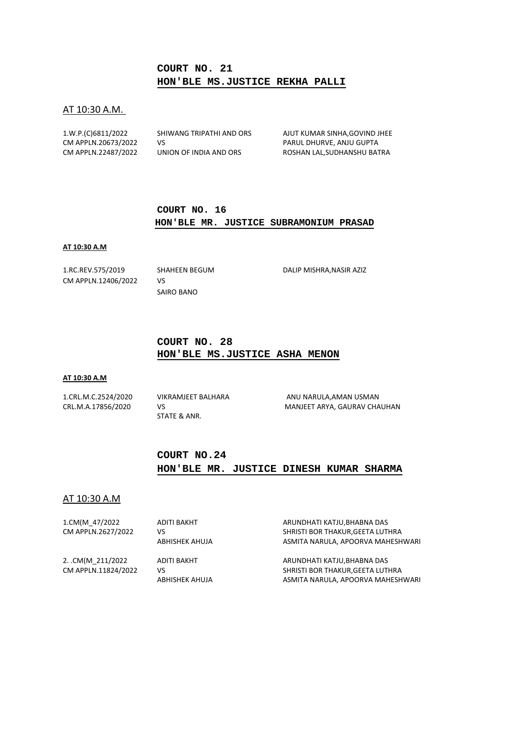## COURT NO. 21
## HON'BLE MS.JUSTICE REKHA PALLI

AT 10:30 A.M.

| | | |
|---|---|---|
| 1.W.P.(C)6811/2022 | SHIWANG TRIPATHI AND ORS | AJUT KUMAR SINHA,GOVIND JHEE |
| CM APPLN.20673/2022 | VS | PARUL DHURVE, ANJU GUPTA |
| CM APPLN.22487/2022 | UNION OF INDIA AND ORS | ROSHAN LAL,SUDHANSHU BATRA |

## COURT NO. 16
## HON'BLE MR. JUSTICE SUBRAMONIUM PRASAD

**AT 10:30 A.M**

| | | |
|---|---|---|
| 1.RC.REV.575/2019 | SHAHEEN BEGUM | DALIP MISHRA,NASIR AZIZ |
| CM APPLN.12406/2022 | VS | |
| | SAIRO BANO | |

## COURT NO. 28
## HON'BLE MS.JUSTICE ASHA MENON

**AT 10:30 A.M**

| | | |
|---|---|---|
| 1.CRL.M.C.2524/2020 | VIKRAMJEET BALHARA | ANU NARULA,AMAN USMAN |
| CRL.M.A.17856/2020 | VS | MANJEET ARYA, GAURAV CHAUHAN |
| | STATE & ANR. | |

## COURT NO.24
## HON'BLE MR. JUSTICE DINESH KUMAR SHARMA

AT 10:30 A.M

| | | |
|---|---|---|
| 1.CM(M_47/2022 | ADITI BAKHT | ARUNDHATI KATJU,BHABNA DAS |
| CM APPLN.2627/2022 | VS | SHRISTI BOR THAKUR,GEETA LUTHRA |
| | ABHISHEK AHUJA | ASMITA NARULA, APOORVA MAHESHWARI |
| 2. .CM(M_211/2022 | ADITI BAKHT | ARUNDHATI KATJU,BHABNA DAS |
| CM APPLN.11824/2022 | VS | SHRISTI BOR THAKUR,GEETA LUTHRA |
| | ABHISHEK AHUJA | ASMITA NARULA, APOORVA MAHESHWARI |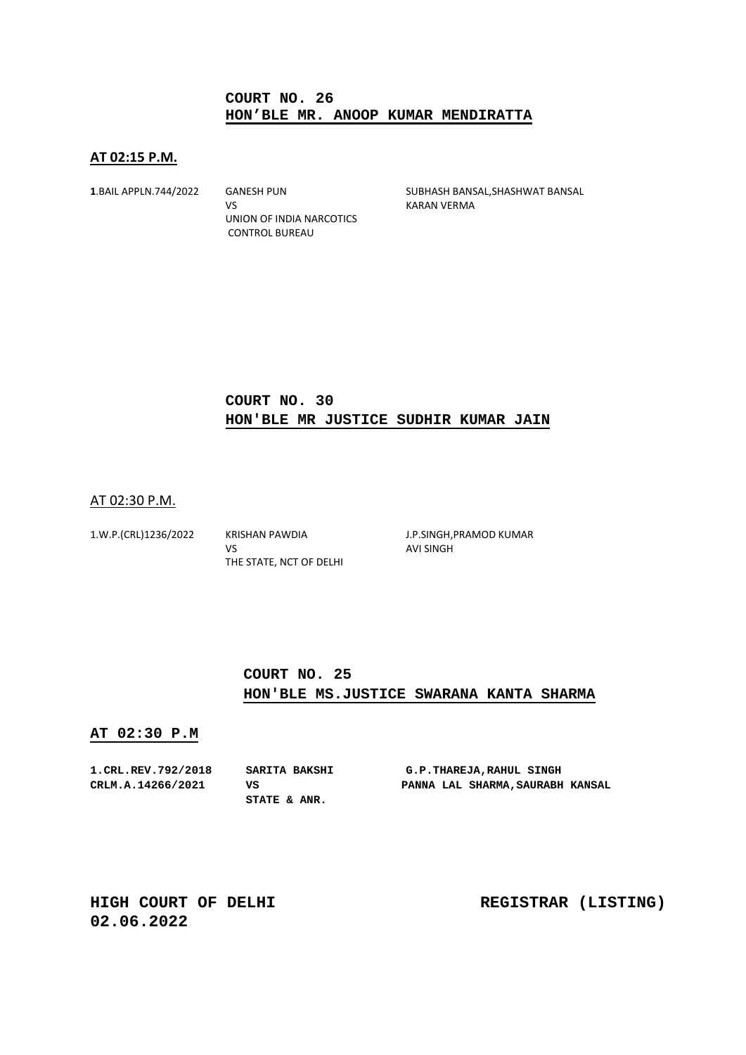**COURT NO. 26**
**HON'BLE MR. ANOOP KUMAR MENDIRATTA**

**AT 02:15 P.M.**

| | | |
|---|---|---|
| **1**.BAIL APPLN.744/2022 | GANESH PUN<br>VS<br>UNION OF INDIA NARCOTICS CONTROL BUREAU | SUBHASH BANSAL,SHASHWAT BANSAL<br>KARAN VERMA |

**COURT NO. 30**
**HON'BLE MR JUSTICE SUDHIR KUMAR JAIN**

AT 02:30 P.M.

| | | |
|---|---|---|
| 1.W.P.(CRL)1236/2022 | KRISHAN PAWDIA<br>VS<br>THE STATE, NCT OF DELHI | J.P.SINGH,PRAMOD KUMAR<br>AVI SINGH |

**COURT NO. 25**
**HON'BLE MS.JUSTICE SWARANA KANTA SHARMA**

**AT 02:30 P.M**

| | | |
|---|---|---|
| **1.CRL.REV.792/2018**<br>**CRLM.A.14266/2021** | **SARITA BAKSHI**<br>**VS**<br>**STATE & ANR.** | **G.P.THAREJA,RAHUL SINGH**<br>**PANNA LAL SHARMA,SAURABH KANSAL** |

**HIGH COURT OF DELHI**
**02.06.2022**

**REGISTRAR (LISTING)**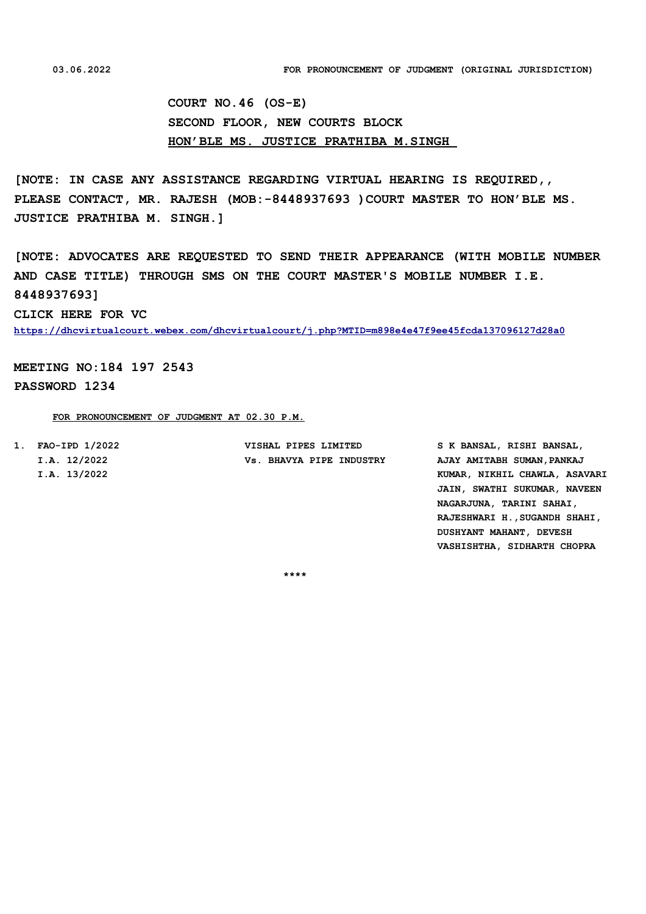03.06.2022 FOR PRONOUNCEMENT OF JUDGMENT (ORIGINAL JURISDICTION)

**COURT NO.46 (OS-E)**
**SECOND FLOOR, NEW COURTS BLOCK**
**HON'BLE MS. JUSTICE PRATHIBA M.SINGH**

**[NOTE: IN CASE ANY ASSISTANCE REGARDING VIRTUAL HEARING IS REQUIRED,, PLEASE CONTACT, MR. RAJESH (MOB:-8448937693 )COURT MASTER TO HON'BLE MS. JUSTICE PRATHIBA M. SINGH.]**

**[NOTE: ADVOCATES ARE REQUESTED TO SEND THEIR APPEARANCE (WITH MOBILE NUMBER AND CASE TITLE) THROUGH SMS ON THE COURT MASTER'S MOBILE NUMBER I.E. 8448937693]**

**CLICK HERE FOR VC**
https://dhcvirtualcourt.webex.com/dhcvirtualcourt/j.php?MTID=m898e4e47f9ee45fcda137096127d28a0

**MEETING NO:184 197 2543**
**PASSWORD 1234**

**FOR PRONOUNCEMENT OF JUDGMENT AT 02.30 P.M.**

| | | | |
|---|---|---|---|
| 1. | FAO-IPD 1/2022<br>I.A. 12/2022<br>I.A. 13/2022 | VISHAL PIPES LIMITED<br>Vs. BHAVYA PIPE INDUSTRY | S K BANSAL, RISHI BANSAL, AJAY AMITABH SUMAN,PANKAJ KUMAR, NIKHIL CHAWLA, ASAVARI JAIN, SWATHI SUKUMAR, NAVEEN NAGARJUNA, TARINI SAHAI, RAJESHWARI H.,SUGANDH SHAHI, DUSHYANT MAHANT, DEVESH VASHISHTHA, SIDHARTH CHOPRA |

****